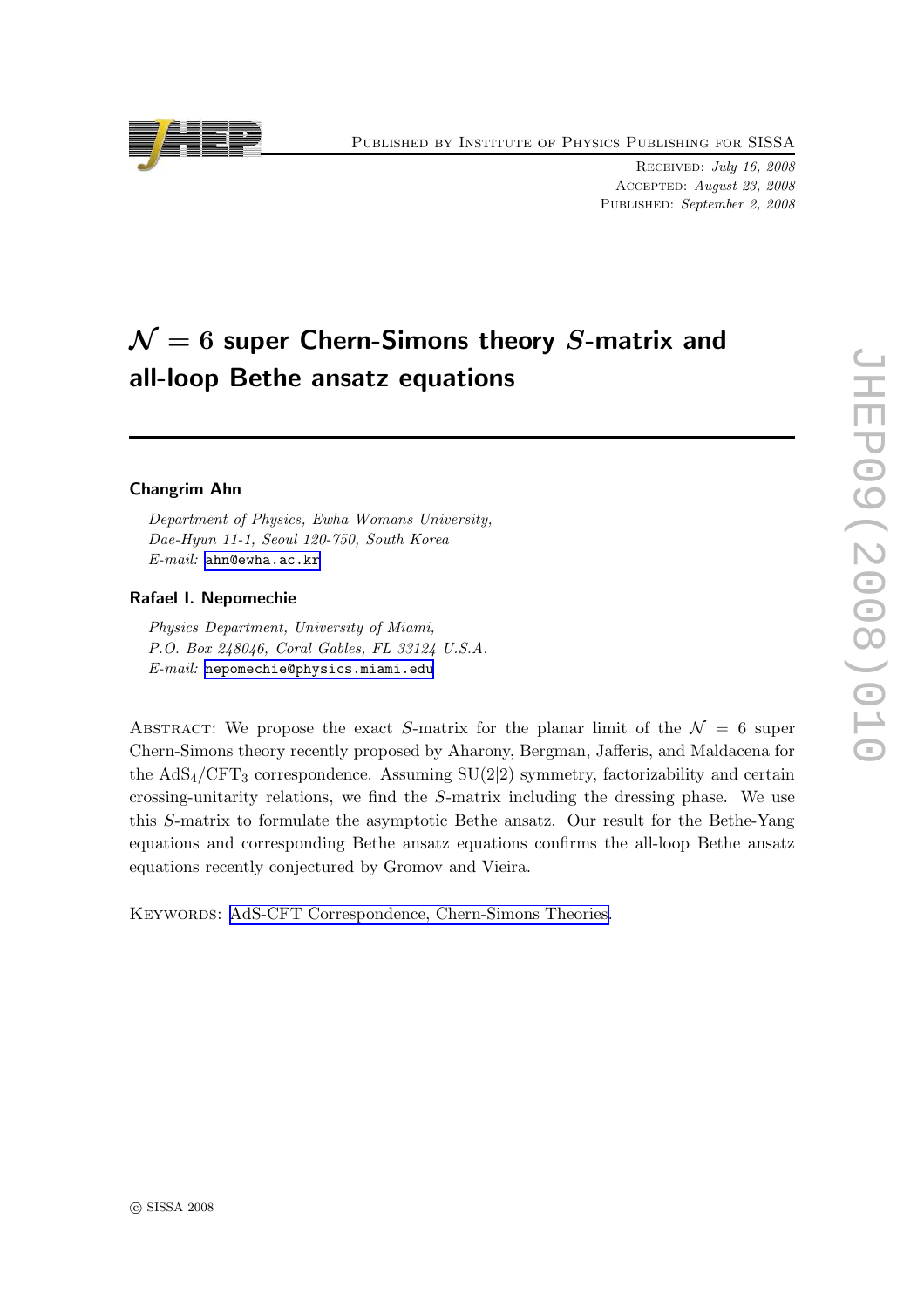# $\mathcal{N} = 6$ super Chern-Simons theory $S$-matrix and all-loop Bethe ansatz equations

**Changrim Ahn**

*Department of Physics, Ewha Womans University,*
*Dae-Hyun 11-1, Seoul 120-750, South Korea*
*E-mail:* ahn@ewha.ac.kr

**Rafael I. Nepomechie**

*Physics Department, University of Miami,*
*P.O. Box 248046, Coral Gables, FL 33124 U.S.A.*
*E-mail:* nepomechie@physics.miami.edu

Abstract: We propose the exact $S$-matrix for the planar limit of the $\mathcal{N} = 6$ super Chern-Simons theory recently proposed by Aharony, Bergman, Jafferis, and Maldacena for the $\mathrm{AdS}_4/\mathrm{CFT}_3$ correspondence. Assuming SU(2|2) symmetry, factorizability and certain crossing-unitarity relations, we find the $S$-matrix including the dressing phase. We use this $S$-matrix to formulate the asymptotic Bethe ansatz. Our result for the Bethe-Yang equations and corresponding Bethe ansatz equations confirms the all-loop Bethe ansatz equations recently conjectured by Gromov and Vieira.

Keywords: AdS-CFT Correspondence, Chern-Simons Theories.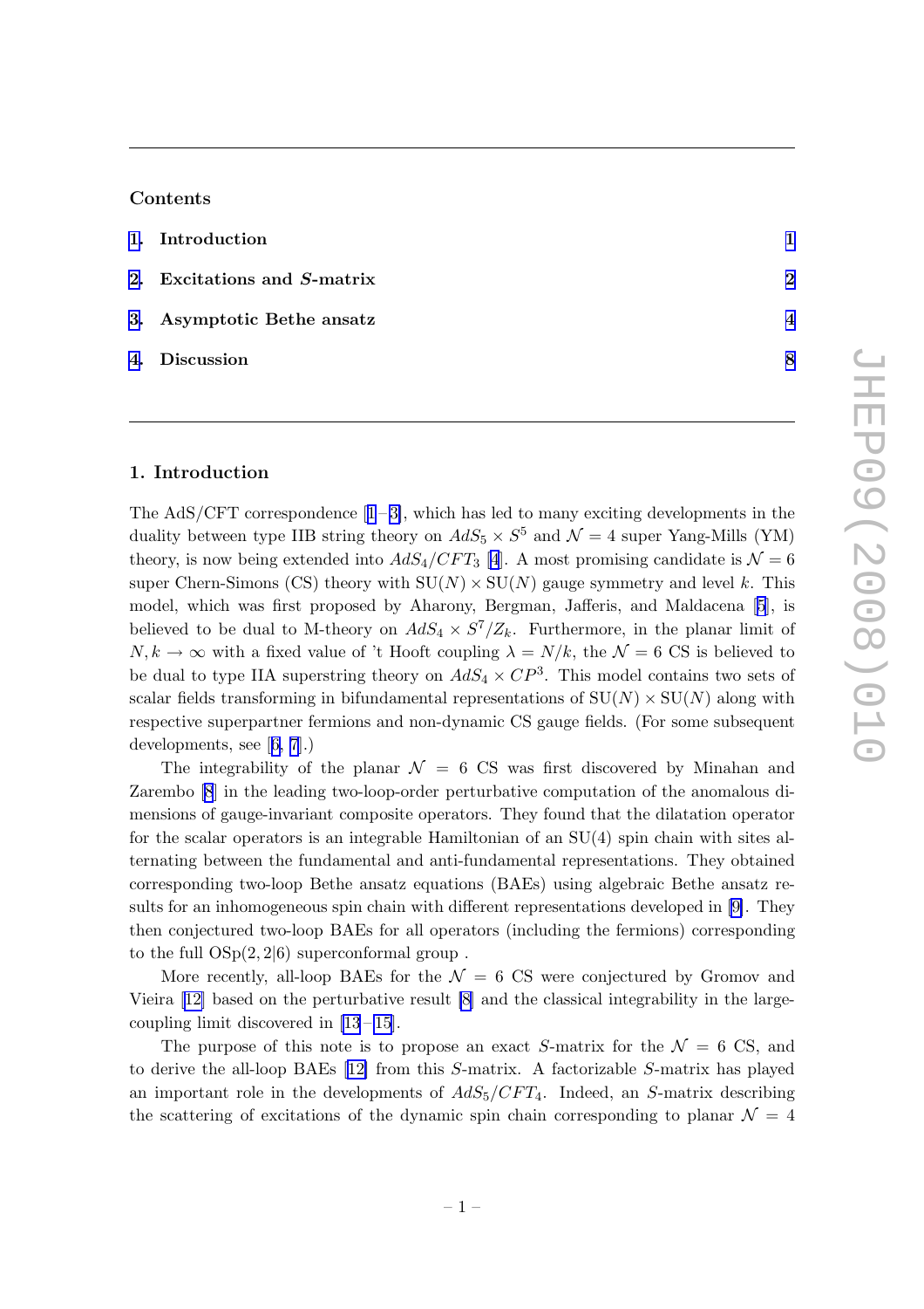## Contents

1. Introduction 1
2. Excitations and $S$-matrix 2
3. Asymptotic Bethe ansatz 4
4. Discussion 8

## 1. Introduction

The AdS/CFT correspondence [1–3], which has led to many exciting developments in the duality between type IIB string theory on $AdS_5 \times S^5$ and $\mathcal{N} = 4$ super Yang-Mills (YM) theory, is now being extended into $AdS_4/CFT_3$ [4]. A most promising candidate is $\mathcal{N} = 6$ super Chern-Simons (CS) theory with $\mathrm{SU}(N) \times \mathrm{SU}(N)$ gauge symmetry and level $k$. This model, which was first proposed by Aharony, Bergman, Jafferis, and Maldacena [5], is believed to be dual to M-theory on $AdS_4 \times S^7/Z_k$. Furthermore, in the planar limit of $N, k \to \infty$ with a fixed value of 't Hooft coupling $\lambda = N/k$, the $\mathcal{N} = 6$ CS is believed to be dual to type IIA superstring theory on $AdS_4 \times CP^3$. This model contains two sets of scalar fields transforming in bifundamental representations of $\mathrm{SU}(N) \times \mathrm{SU}(N)$ along with respective superpartner fermions and non-dynamic CS gauge fields. (For some subsequent developments, see [6, 7].)

The integrability of the planar $\mathcal{N} = 6$ CS was first discovered by Minahan and Zarembo [8] in the leading two-loop-order perturbative computation of the anomalous dimensions of gauge-invariant composite operators. They found that the dilatation operator for the scalar operators is an integrable Hamiltonian of an SU(4) spin chain with sites alternating between the fundamental and anti-fundamental representations. They obtained corresponding two-loop Bethe ansatz equations (BAEs) using algebraic Bethe ansatz results for an inhomogeneous spin chain with different representations developed in [9]. They then conjectured two-loop BAEs for all operators (including the fermions) corresponding to the full $\mathrm{OSp}(2,2|6)$ superconformal group .

More recently, all-loop BAEs for the $\mathcal{N} = 6$ CS were conjectured by Gromov and Vieira [12] based on the perturbative result [8] and the classical integrability in the large-coupling limit discovered in [13–15].

The purpose of this note is to propose an exact $S$-matrix for the $\mathcal{N} = 6$ CS, and to derive the all-loop BAEs [12] from this $S$-matrix. A factorizable $S$-matrix has played an important role in the developments of $AdS_5/CFT_4$. Indeed, an $S$-matrix describing the scattering of excitations of the dynamic spin chain corresponding to planar $\mathcal{N} = 4$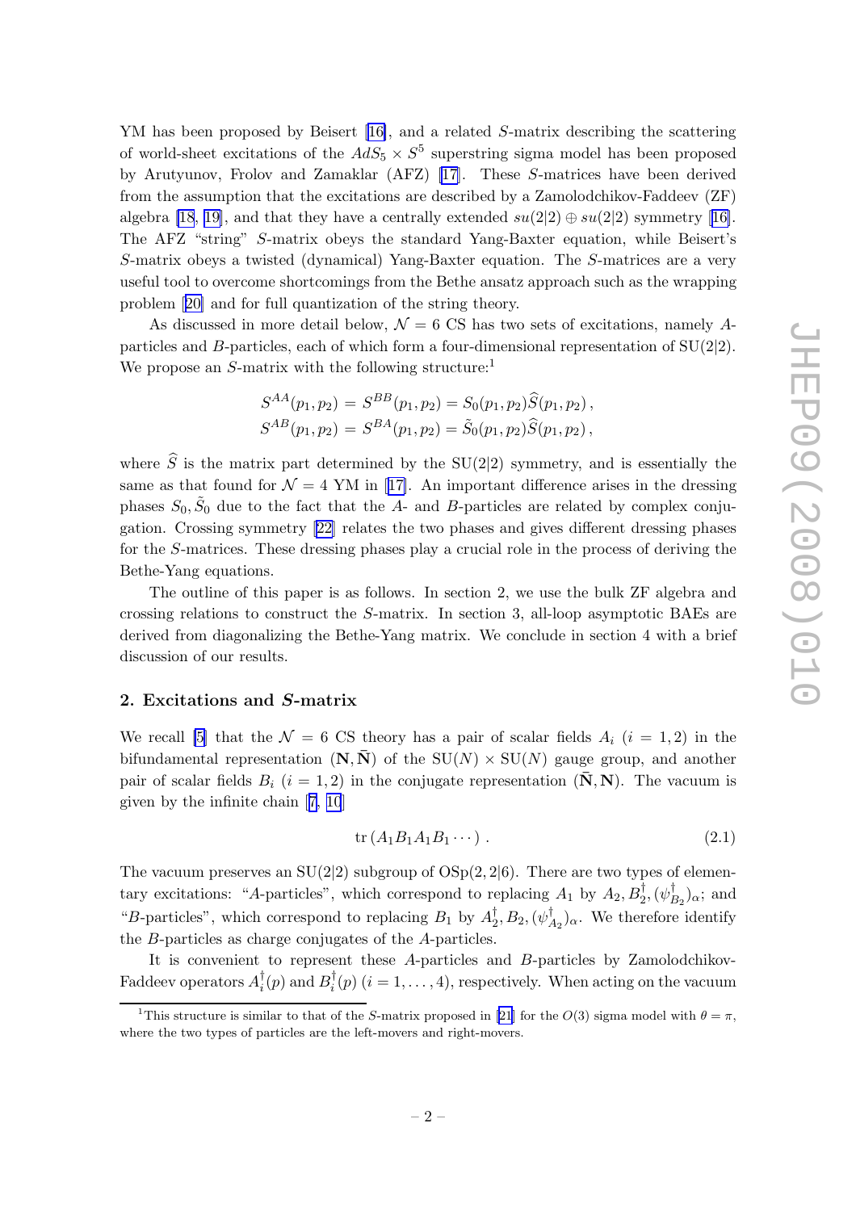YM has been proposed by Beisert [16], and a related $S$-matrix describing the scattering of world-sheet excitations of the $AdS_5 \times S^5$ superstring sigma model has been proposed by Arutyunov, Frolov and Zamaklar (AFZ) [17]. These $S$-matrices have been derived from the assumption that the excitations are described by a Zamolodchikov-Faddeev (ZF) algebra [18, 19], and that they have a centrally extended $su(2|2) \oplus su(2|2)$ symmetry [16]. The AFZ "string" $S$-matrix obeys the standard Yang-Baxter equation, while Beisert's $S$-matrix obeys a twisted (dynamical) Yang-Baxter equation. The $S$-matrices are a very useful tool to overcome shortcomings from the Bethe ansatz approach such as the wrapping problem [20] and for full quantization of the string theory.

As discussed in more detail below, $\mathcal{N} = 6$ CS has two sets of excitations, namely $A$-particles and $B$-particles, each of which form a four-dimensional representation of SU(2|2). We propose an $S$-matrix with the following structure:[1]

$$
\begin{aligned}
S^{AA}(p_1, p_2) &= S^{BB}(p_1, p_2) = S_0(p_1, p_2)\widehat{S}(p_1, p_2)\,, \\
S^{AB}(p_1, p_2) &= S^{BA}(p_1, p_2) = \tilde{S}_0(p_1, p_2)\widehat{S}(p_1, p_2)\,,
\end{aligned}
$$

where $\widehat{S}$ is the matrix part determined by the SU(2|2) symmetry, and is essentially the same as that found for $\mathcal{N} = 4$ YM in [17]. An important difference arises in the dressing phases $S_0, \tilde{S}_0$ due to the fact that the $A$- and $B$-particles are related by complex conjugation. Crossing symmetry [22] relates the two phases and gives different dressing phases for the $S$-matrices. These dressing phases play a crucial role in the process of deriving the Bethe-Yang equations.

The outline of this paper is as follows. In section 2, we use the bulk ZF algebra and crossing relations to construct the $S$-matrix. In section 3, all-loop asymptotic BAEs are derived from diagonalizing the Bethe-Yang matrix. We conclude in section 4 with a brief discussion of our results.

## 2. Excitations and $S$-matrix

We recall [5] that the $\mathcal{N} = 6$ CS theory has a pair of scalar fields $A_i$ ($i = 1, 2$) in the bifundamental representation $(\mathbf{N}, \bar{\mathbf{N}})$ of the $SU(N) \times SU(N)$ gauge group, and another pair of scalar fields $B_i$ ($i = 1, 2$) in the conjugate representation $(\bar{\mathbf{N}}, \mathbf{N})$. The vacuum is given by the infinite chain [7, 10]

$$
\mathrm{tr}\,(A_1 B_1 A_1 B_1 \cdots)\,. \tag{2.1}
$$

The vacuum preserves an SU(2|2) subgroup of OSp(2, 2|6). There are two types of elementary excitations: "$A$-particles", which correspond to replacing $A_1$ by $A_2, B_2^\dagger, (\psi_{B_2}^\dagger)_\alpha$; and "$B$-particles", which correspond to replacing $B_1$ by $A_2^\dagger, B_2, (\psi_{A_2}^\dagger)_\alpha$. We therefore identify the $B$-particles as charge conjugates of the $A$-particles.

It is convenient to represent these $A$-particles and $B$-particles by Zamolodchikov-Faddeev operators $A_i^\dagger(p)$ and $B_i^\dagger(p)$ ($i = 1, \ldots, 4$), respectively. When acting on the vacuum

[1] This structure is similar to that of the $S$-matrix proposed in [21] for the $O(3)$ sigma model with $\theta = \pi$, where the two types of particles are the left-movers and right-movers.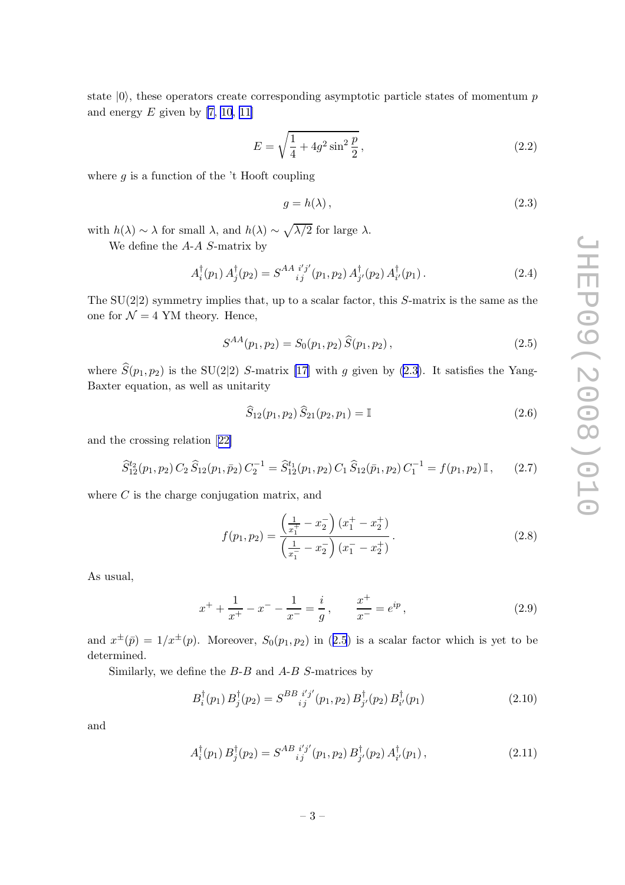state $|0\rangle$, these operators create corresponding asymptotic particle states of momentum $p$ and energy $E$ given by [7, 10, 11]

$$E = \sqrt{\frac{1}{4} + 4g^2 \sin^2 \frac{p}{2}}\,, \tag{2.2}$$

where $g$ is a function of the 't Hooft coupling

$$g = h(\lambda)\,, \tag{2.3}$$

with $h(\lambda) \sim \lambda$ for small $\lambda$, and $h(\lambda) \sim \sqrt{\lambda/2}$ for large $\lambda$.

We define the $A$-$A$ $S$-matrix by

$$A_i^\dagger(p_1)\, A_j^\dagger(p_2) = S^{AA\, \, i'j'}_{\quad \, ij}(p_1, p_2)\, A_{j'}^\dagger(p_2)\, A_{i'}^\dagger(p_1)\,. \tag{2.4}$$

The SU(2|2) symmetry implies that, up to a scalar factor, this $S$-matrix is the same as the one for $\mathcal{N} = 4$ YM theory. Hence,

$$S^{AA}(p_1, p_2) = S_0(p_1, p_2)\, \widehat{S}(p_1, p_2)\,, \tag{2.5}$$

where $\widehat{S}(p_1, p_2)$ is the SU(2|2) $S$-matrix [17] with $g$ given by (2.3). It satisfies the Yang-Baxter equation, as well as unitarity

$$\widehat{S}_{12}(p_1, p_2)\, \widehat{S}_{21}(p_2, p_1) = \mathbb{I} \tag{2.6}$$

and the crossing relation [22]

$$\widehat{S}_{12}^{t_2}(p_1, p_2)\, C_2\, \widehat{S}_{12}(p_1, \bar{p}_2)\, C_2^{-1} = \widehat{S}_{12}^{t_1}(p_1, p_2)\, C_1\, \widehat{S}_{12}(\bar{p}_1, p_2)\, C_1^{-1} = f(p_1, p_2)\, \mathbb{I}\,, \tag{2.7}$$

where $C$ is the charge conjugation matrix, and

$$f(p_1, p_2) = \frac{\left(\frac{1}{x_1^+} - x_2^-\right)(x_1^+ - x_2^+)}{\left(\frac{1}{x_1^-} - x_2^-\right)(x_1^- - x_2^+)}\,. \tag{2.8}$$

As usual,

$$x^+ + \frac{1}{x^+} - x^- - \frac{1}{x^-} = \frac{i}{g}\,, \qquad \frac{x^+}{x^-} = e^{ip}\,, \tag{2.9}$$

and $x^\pm(\bar{p}) = 1/x^\pm(p)$. Moreover, $S_0(p_1, p_2)$ in (2.5) is a scalar factor which is yet to be determined.

Similarly, we define the $B$-$B$ and $A$-$B$ $S$-matrices by

$$B_i^\dagger(p_1)\, B_j^\dagger(p_2) = S^{BB\, \, i'j'}_{\quad \, ij}(p_1, p_2)\, B_{j'}^\dagger(p_2)\, B_{i'}^\dagger(p_1) \tag{2.10}$$

and

$$A_i^\dagger(p_1)\, B_j^\dagger(p_2) = S^{AB\, \, i'j'}_{\quad \, ij}(p_1, p_2)\, B_{j'}^\dagger(p_2)\, A_{i'}^\dagger(p_1)\,, \tag{2.11}$$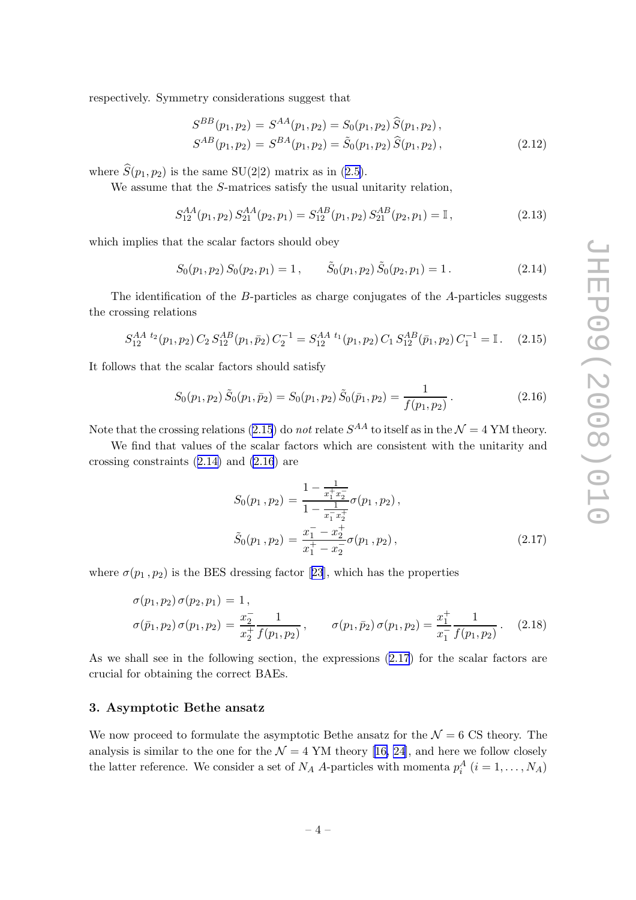respectively. Symmetry considerations suggest that

$$
\begin{aligned}
S^{BB}(p_1,p_2) &= S^{AA}(p_1,p_2) = S_0(p_1,p_2)\,\widehat{S}(p_1,p_2)\,,\\
S^{AB}(p_1,p_2) &= S^{BA}(p_1,p_2) = \tilde{S}_0(p_1,p_2)\,\widehat{S}(p_1,p_2)\,,
\end{aligned}
\tag{2.12}
$$

where $\widehat{S}(p_1,p_2)$ is the same SU(2|2) matrix as in (2.5).

We assume that the $S$-matrices satisfy the usual unitarity relation,

$$
S^{AA}_{12}(p_1,p_2)\,S^{AA}_{21}(p_2,p_1) = S^{AB}_{12}(p_1,p_2)\,S^{AB}_{21}(p_2,p_1) = \mathbb{I}\,,
\tag{2.13}
$$

which implies that the scalar factors should obey

$$
S_0(p_1,p_2)\,S_0(p_2,p_1) = 1\,, \qquad \tilde{S}_0(p_1,p_2)\,\tilde{S}_0(p_2,p_1) = 1\,.
\tag{2.14}
$$

The identification of the $B$-particles as charge conjugates of the $A$-particles suggests the crossing relations

$$
S^{AA\ t_2}_{12}(p_1,p_2)\,C_2\,S^{AB}_{12}(p_1,\bar{p}_2)\,C_2^{-1} = S^{AA\ t_1}_{12}(p_1,p_2)\,C_1\,S^{AB}_{12}(\bar{p}_1,p_2)\,C_1^{-1} = \mathbb{I}\,.
\tag{2.15}
$$

It follows that the scalar factors should satisfy

$$
S_0(p_1,p_2)\,\tilde{S}_0(p_1,\bar{p}_2) = S_0(p_1,p_2)\,\tilde{S}_0(\bar{p}_1,p_2) = \frac{1}{f(p_1,p_2)}\,.
\tag{2.16}
$$

Note that the crossing relations (2.15) do *not* relate $S^{AA}$ to itself as in the $\mathcal{N}=4$ YM theory.

We find that values of the scalar factors which are consistent with the unitarity and crossing constraints (2.14) and (2.16) are

$$
\begin{aligned}
S_0(p_1\,,p_2) &= \frac{1-\frac{1}{x_1^+ x_2^-}}{1-\frac{1}{x_1^- x_2^+}}\,\sigma(p_1\,,p_2)\,,\\
\tilde{S}_0(p_1\,,p_2) &= \frac{x_1^- - x_2^+}{x_1^+ - x_2^-}\,\sigma(p_1\,,p_2)\,,
\end{aligned}
\tag{2.17}
$$

where $\sigma(p_1\,,p_2)$ is the BES dressing factor [23], which has the properties

$$
\begin{aligned}
&\sigma(p_1,p_2)\,\sigma(p_2,p_1) = 1\,,\\
&\sigma(\bar{p}_1,p_2)\,\sigma(p_1,p_2) = \frac{x_2^-}{x_2^+}\frac{1}{f(p_1,p_2)}\,, \qquad \sigma(p_1,\bar{p}_2)\,\sigma(p_1,p_2) = \frac{x_1^+}{x_1^-}\frac{1}{f(p_1,p_2)}\,.
\end{aligned}
\tag{2.18}
$$

As we shall see in the following section, the expressions (2.17) for the scalar factors are crucial for obtaining the correct BAEs.

## 3. Asymptotic Bethe ansatz

We now proceed to formulate the asymptotic Bethe ansatz for the $\mathcal{N}=6$ CS theory. The analysis is similar to the one for the $\mathcal{N}=4$ YM theory [16, 24], and here we follow closely the latter reference. We consider a set of $N_A$ $A$-particles with momenta $p^A_i$ $(i=1,\ldots,N_A)$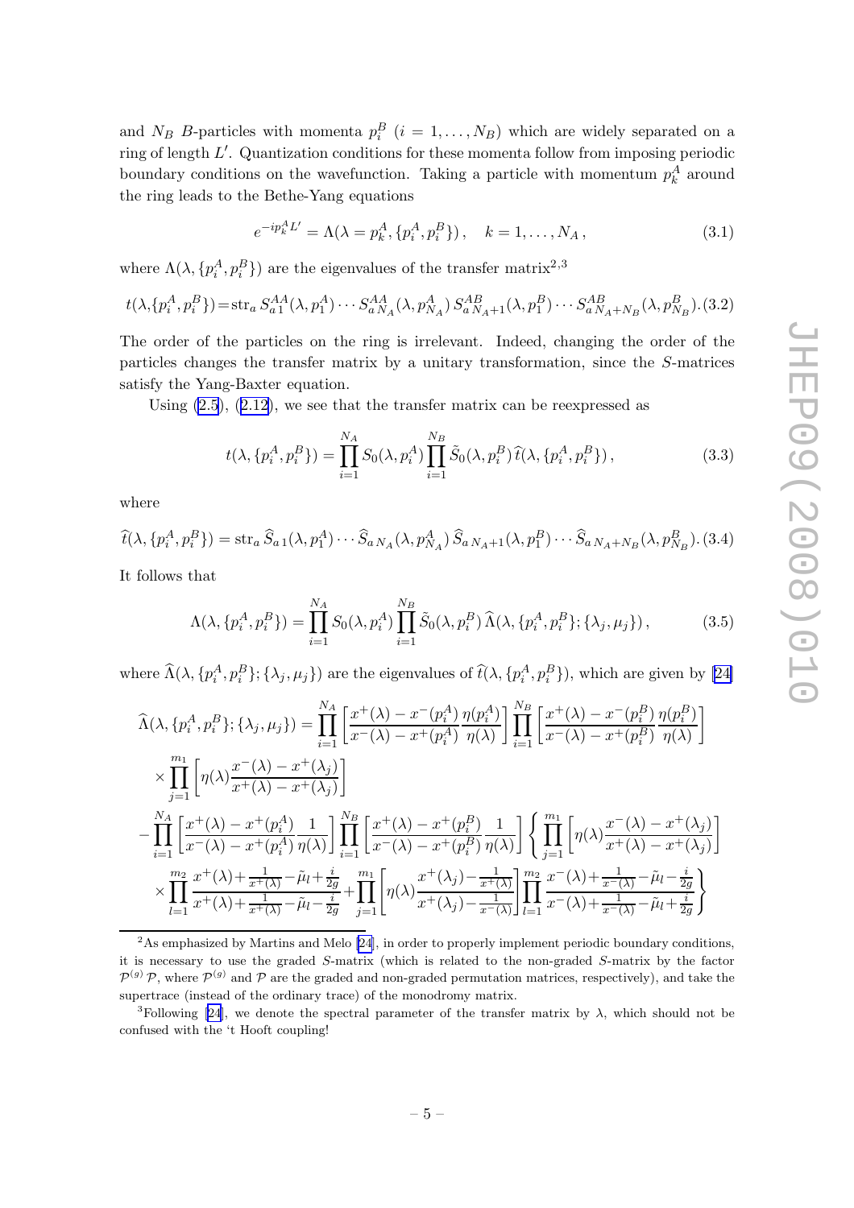and $N_B$ $B$-particles with momenta $p_i^B$ $(i = 1, \ldots, N_B)$ which are widely separated on a ring of length $L'$. Quantization conditions for these momenta follow from imposing periodic boundary conditions on the wavefunction. Taking a particle with momentum $p_k^A$ around the ring leads to the Bethe-Yang equations

$$e^{-ip_k^A L'} = \Lambda(\lambda = p_k^A, \{p_i^A, p_i^B\}) \,, \quad k = 1, \ldots, N_A \,, \tag{3.1}$$

where $\Lambda(\lambda, \{p_i^A, p_i^B\})$ are the eigenvalues of the transfer matrix[2,3]

$$t(\lambda,\{p_i^A, p_i^B\}) = \mathrm{str}_a\, S^{AA}_{a\,1}(\lambda, p_1^A) \cdots S^{AA}_{a\,N_A}(\lambda, p_{N_A}^A)\, S^{AB}_{a\,N_A+1}(\lambda, p_1^B) \cdots S^{AB}_{a\,N_A+N_B}(\lambda, p_{N_B}^B). \tag{3.2}$$

The order of the particles on the ring is irrelevant. Indeed, changing the order of the particles changes the transfer matrix by a unitary transformation, since the $S$-matrices satisfy the Yang-Baxter equation.

Using (2.5), (2.12), we see that the transfer matrix can be reexpressed as

$$t(\lambda, \{p_i^A, p_i^B\}) = \prod_{i=1}^{N_A} S_0(\lambda, p_i^A) \prod_{i=1}^{N_B} \tilde{S}_0(\lambda, p_i^B)\, \widehat{t}(\lambda, \{p_i^A, p_i^B\}) \,, \tag{3.3}$$

where

$$\widehat{t}(\lambda, \{p_i^A, p_i^B\}) = \mathrm{str}_a\, \widehat{S}_{a\,1}(\lambda, p_1^A) \cdots \widehat{S}_{a\,N_A}(\lambda, p_{N_A}^A)\, \widehat{S}_{a\,N_A+1}(\lambda, p_1^B) \cdots \widehat{S}_{a\,N_A+N_B}(\lambda, p_{N_B}^B). \tag{3.4}$$

It follows that

$$\Lambda(\lambda, \{p_i^A, p_i^B\}) = \prod_{i=1}^{N_A} S_0(\lambda, p_i^A) \prod_{i=1}^{N_B} \tilde{S}_0(\lambda, p_i^B)\, \widehat{\Lambda}(\lambda, \{p_i^A, p_i^B\}; \{\lambda_j, \mu_j\}) \,, \tag{3.5}$$

where $\widehat{\Lambda}(\lambda, \{p_i^A, p_i^B\}; \{\lambda_j, \mu_j\})$ are the eigenvalues of $\widehat{t}(\lambda, \{p_i^A, p_i^B\})$, which are given by [24]

$$\begin{aligned}
\widehat{\Lambda}(\lambda, \{p_i^A, p_i^B\}; \{\lambda_j, \mu_j\}) &= \prod_{i=1}^{N_A}\left[\frac{x^+(\lambda) - x^-(p_i^A)}{x^-(\lambda) - x^+(p_i^A)} \frac{\eta(p_i^A)}{\eta(\lambda)}\right] \prod_{i=1}^{N_B}\left[\frac{x^+(\lambda) - x^-(p_i^B)}{x^-(\lambda) - x^+(p_i^B)} \frac{\eta(p_i^B)}{\eta(\lambda)}\right] \\
&\times \prod_{j=1}^{m_1}\left[\eta(\lambda) \frac{x^-(\lambda) - x^+(\lambda_j)}{x^+(\lambda) - x^+(\lambda_j)}\right] \\
&- \prod_{i=1}^{N_A}\left[\frac{x^+(\lambda) - x^+(p_i^A)}{x^-(\lambda) - x^+(p_i^A)} \frac{1}{\eta(\lambda)}\right] \prod_{i=1}^{N_B}\left[\frac{x^+(\lambda) - x^+(p_i^B)}{x^-(\lambda) - x^+(p_i^B)} \frac{1}{\eta(\lambda)}\right] \left\{ \prod_{j=1}^{m_1}\left[\eta(\lambda) \frac{x^-(\lambda) - x^+(\lambda_j)}{x^+(\lambda) - x^+(\lambda_j)}\right]\right. \\
&\times \prod_{l=1}^{m_2} \frac{x^+(\lambda) + \frac{1}{x^+(\lambda)} - \tilde{\mu}_l + \frac{i}{2g}}{x^+(\lambda) + \frac{1}{x^+(\lambda)} - \tilde{\mu}_l - \frac{i}{2g}} + \prod_{j=1}^{m_1}\left[\eta(\lambda) \frac{x^+(\lambda_j) - \frac{1}{x^+(\lambda)}}{x^+(\lambda_j) - \frac{1}{x^-(\lambda)}}\right] \left.\prod_{l=1}^{m_2} \frac{x^-(\lambda) + \frac{1}{x^-(\lambda)} - \tilde{\mu}_l - \frac{i}{2g}}{x^-(\lambda) + \frac{1}{x^-(\lambda)} - \tilde{\mu}_l + \frac{i}{2g}} \right\}
\end{aligned}$$

---

[2] As emphasized by Martins and Melo [24], in order to properly implement periodic boundary conditions, it is necessary to use the graded $S$-matrix (which is related to the non-graded $S$-matrix by the factor $\mathcal{P}^{(g)}\,\mathcal{P}$, where $\mathcal{P}^{(g)}$ and $\mathcal{P}$ are the graded and non-graded permutation matrices, respectively), and take the supertrace (instead of the ordinary trace) of the monodromy matrix.

[3] Following [24], we denote the spectral parameter of the transfer matrix by $\lambda$, which should not be confused with the 't Hooft coupling!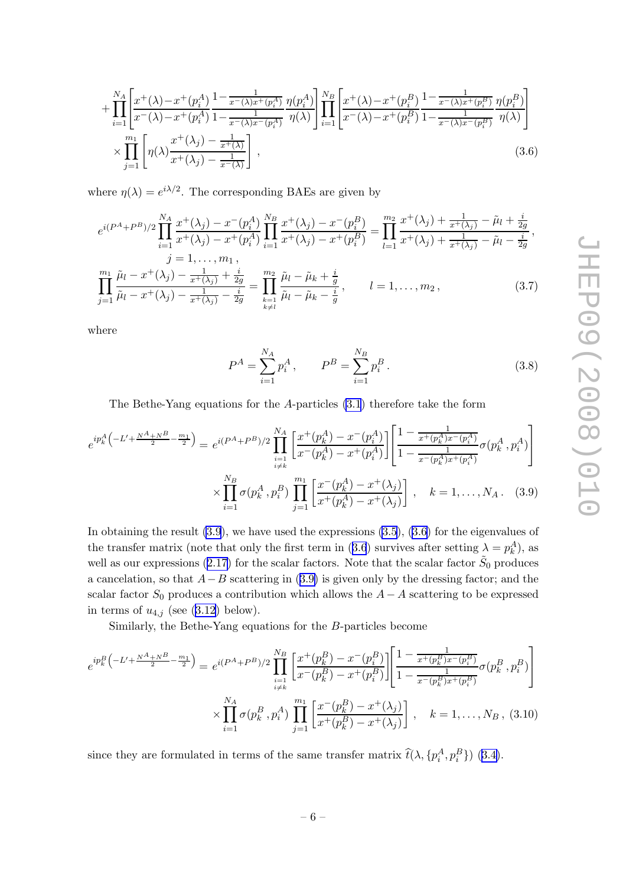$$
+\prod_{i=1}^{N_A}\left[\frac{x^+(\lambda)-x^+(p_i^A)}{x^-(\lambda)-x^+(p_i^A)}\frac{1-\frac{1}{x^-(\lambda)x^+(p_i^A)}}{1-\frac{1}{x^-(\lambda)x^-(p_i^A)}}\frac{\eta(p_i^A)}{\eta(\lambda)}\right]\prod_{i=1}^{N_B}\left[\frac{x^+(\lambda)-x^+(p_i^B)}{x^-(\lambda)-x^+(p_i^B)}\frac{1-\frac{1}{x^-(\lambda)x^+(p_i^B)}}{1-\frac{1}{x^-(\lambda)x^-(p_i^B)}}\frac{\eta(p_i^B)}{\eta(\lambda)}\right]
$$

$$
\times\prod_{j=1}^{m_1}\left[\eta(\lambda)\frac{x^+(\lambda_j)-\frac{1}{x^+(\lambda)}}{x^+(\lambda_j)-\frac{1}{x^-(\lambda)}}\right], \tag{3.6}
$$

where $\eta(\lambda)=e^{i\lambda/2}$. The corresponding BAEs are given by

$$
e^{i(P^A+P^B)/2}\prod_{i=1}^{N_A}\frac{x^+(\lambda_j)-x^-(p_i^A)}{x^+(\lambda_j)-x^+(p_i^A)}\prod_{i=1}^{N_B}\frac{x^+(\lambda_j)-x^-(p_i^B)}{x^+(\lambda_j)-x^+(p_i^B)}=\prod_{l=1}^{m_2}\frac{x^+(\lambda_j)+\frac{1}{x^+(\lambda_j)}-\tilde{\mu}_l+\frac{i}{2g}}{x^+(\lambda_j)+\frac{1}{x^+(\lambda_j)}-\tilde{\mu}_l-\frac{i}{2g}},
$$

$$
j=1,\ldots,m_1\,,
$$

$$
\prod_{j=1}^{m_1}\frac{\tilde{\mu}_l-x^+(\lambda_j)-\frac{1}{x^+(\lambda_j)}+\frac{i}{2g}}{\tilde{\mu}_l-x^+(\lambda_j)-\frac{1}{x^+(\lambda_j)}-\frac{i}{2g}}=\prod_{\substack{k=1\\k\neq l}}^{m_2}\frac{\tilde{\mu}_l-\tilde{\mu}_k+\frac{i}{g}}{\tilde{\mu}_l-\tilde{\mu}_k-\frac{i}{g}}\,,\qquad l=1,\ldots,m_2\,, \tag{3.7}
$$

where

$$
P^A=\sum_{i=1}^{N_A}p_i^A\,,\qquad P^B=\sum_{i=1}^{N_B}p_i^B\,. \tag{3.8}
$$

The Bethe-Yang equations for the $A$-particles (3.1) therefore take the form

$$
e^{ip_k^A\left(-L'+\frac{N^A+N^B}{2}-\frac{m_1}{2}\right)}=e^{i(P^A+P^B)/2}\prod_{\substack{i=1\\i\neq k}}^{N_A}\left[\frac{x^+(p_k^A)-x^-(p_i^A)}{x^-(p_k^A)-x^+(p_i^A)}\right]\left[\frac{1-\frac{1}{x^+(p_k^A)x^-(p_i^A)}}{1-\frac{1}{x^-(p_k^A)x^+(p_i^A)}}\sigma(p_k^A\,,p_i^A)\right]
$$

$$
\times\prod_{i=1}^{N_B}\sigma(p_k^A\,,p_i^B)\prod_{j=1}^{m_1}\left[\frac{x^-(p_k^A)-x^+(\lambda_j)}{x^+(p_k^A)-x^+(\lambda_j)}\right]\,,\quad k=1,\ldots,N_A\,. \tag{3.9}
$$

In obtaining the result (3.9), we have used the expressions (3.5), (3.6) for the eigenvalues of the transfer matrix (note that only the first term in (3.6) survives after setting $\lambda=p_k^A$), as well as our expressions (2.17) for the scalar factors. Note that the scalar factor $\tilde{S}_0$ produces a cancelation, so that $A-B$ scattering in (3.9) is given only by the dressing factor; and the scalar factor $S_0$ produces a contribution which allows the $A-A$ scattering to be expressed in terms of $u_{4,j}$ (see (3.12) below).

Similarly, the Bethe-Yang equations for the $B$-particles become

$$
e^{ip_k^B\left(-L'+\frac{N^A+N^B}{2}-\frac{m_1}{2}\right)}=e^{i(P^A+P^B)/2}\prod_{\substack{i=1\\i\neq k}}^{N_B}\left[\frac{x^+(p_k^B)-x^-(p_i^B)}{x^-(p_k^B)-x^+(p_i^B)}\right]\left[\frac{1-\frac{1}{x^+(p_k^B)x^-(p_i^B)}}{1-\frac{1}{x^-(p_k^B)x^+(p_i^B)}}\sigma(p_k^B\,,p_i^B)\right]
$$

$$
\times\prod_{i=1}^{N_A}\sigma(p_k^B\,,p_i^A)\prod_{j=1}^{m_1}\left[\frac{x^-(p_k^B)-x^+(\lambda_j)}{x^+(p_k^B)-x^+(\lambda_j)}\right]\,,\quad k=1,\ldots,N_B\,, \tag{3.10}
$$

since they are formulated in terms of the same transfer matrix $\widehat{t}(\lambda,\{p_i^A,p_i^B\})$ (3.4).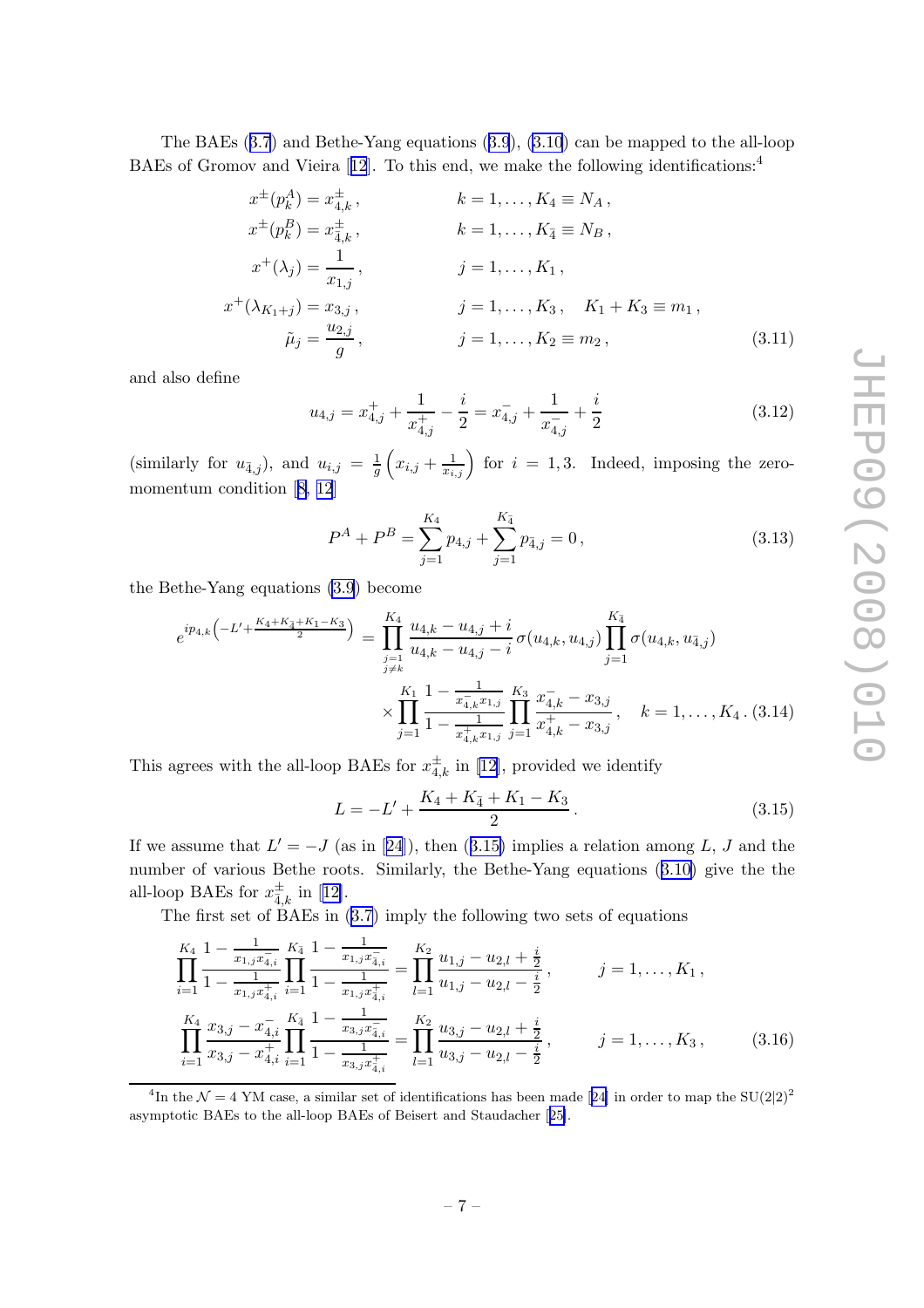The BAEs (3.7) and Bethe-Yang equations (3.9), (3.10) can be mapped to the all-loop BAEs of Gromov and Vieira [12]. To this end, we make the following identifications:[4]

$$
\begin{aligned}
x^{\pm}(p_k^A) &= x_{4,k}^{\pm}\,, && k=1,\ldots,K_4 \equiv N_A\,,\\
x^{\pm}(p_k^B) &= x_{\bar{4},k}^{\pm}\,, && k=1,\ldots,K_{\bar{4}} \equiv N_B\,,\\
x^{+}(\lambda_j) &= \frac{1}{x_{1,j}}\,, && j=1,\ldots,K_1\,,\\
x^{+}(\lambda_{K_1+j}) &= x_{3,j}\,, && j=1,\ldots,K_3\,, \quad K_1+K_3 \equiv m_1\,,\\
\tilde{\mu}_j &= \frac{u_{2,j}}{g}\,, && j=1,\ldots,K_2 \equiv m_2\,,
\end{aligned}
\tag{3.11}
$$

and also define

$$
u_{4,j} = x_{4,j}^{+} + \frac{1}{x_{4,j}^{+}} - \frac{i}{2} = x_{4,j}^{-} + \frac{1}{x_{4,j}^{-}} + \frac{i}{2}
\tag{3.12}
$$

(similarly for $u_{\bar{4},j}$), and $u_{i,j} = \frac{1}{g}\left(x_{i,j} + \frac{1}{x_{i,j}}\right)$ for $i=1,3$. Indeed, imposing the zero-momentum condition [8, 12]

$$
P^A + P^B = \sum_{j=1}^{K_4} p_{4,j} + \sum_{j=1}^{K_{\bar{4}}} p_{\bar{4},j} = 0\,,
\tag{3.13}
$$

the Bethe-Yang equations (3.9) become

$$
\begin{aligned}
e^{ip_{4,k}\left(-L' + \frac{K_4+K_{\bar{4}}+K_1-K_3}{2}\right)} &= \prod_{\substack{j=1\\ j\neq k}}^{K_4} \frac{u_{4,k}-u_{4,j}+i}{u_{4,k}-u_{4,j}-i}\,\sigma(u_{4,k},u_{4,j}) \prod_{j=1}^{K_{\bar{4}}} \sigma(u_{4,k},u_{\bar{4},j})\\
&\quad \times \prod_{j=1}^{K_1} \frac{1-\frac{1}{x_{4,k}^{-}x_{1,j}}}{1-\frac{1}{x_{4,k}^{+}x_{1,j}}} \prod_{j=1}^{K_3} \frac{x_{4,k}^{-}-x_{3,j}}{x_{4,k}^{+}-x_{3,j}}\,, \quad k=1,\ldots,K_4\,.
\end{aligned}
\tag{3.14}
$$

This agrees with the all-loop BAEs for $x_{4,k}^{\pm}$ in [12], provided we identify

$$
L = -L' + \frac{K_4+K_{\bar{4}}+K_1-K_3}{2}\,.
\tag{3.15}
$$

If we assume that $L' = -J$ (as in [24]), then (3.15) implies a relation among $L$, $J$ and the number of various Bethe roots. Similarly, the Bethe-Yang equations (3.10) give the the all-loop BAEs for $x_{\bar{4},k}^{\pm}$ in [12].

The first set of BAEs in (3.7) imply the following two sets of equations

$$
\begin{aligned}
\prod_{i=1}^{K_4} \frac{1-\frac{1}{x_{1,j}x_{4,i}^{-}}}{1-\frac{1}{x_{1,j}x_{4,i}^{+}}} \prod_{i=1}^{K_{\bar{4}}} \frac{1-\frac{1}{x_{1,j}x_{\bar{4},i}^{-}}}{1-\frac{1}{x_{1,j}x_{\bar{4},i}^{+}}} &= \prod_{l=1}^{K_2} \frac{u_{1,j}-u_{2,l}+\frac{i}{2}}{u_{1,j}-u_{2,l}-\frac{i}{2}}\,, && j=1,\ldots,K_1\,,\\
\prod_{i=1}^{K_4} \frac{x_{3,j}-x_{4,i}^{-}}{x_{3,j}-x_{4,i}^{+}} \prod_{i=1}^{K_{\bar{4}}} \frac{1-\frac{1}{x_{3,j}x_{\bar{4},i}^{-}}}{1-\frac{1}{x_{3,j}x_{\bar{4},i}^{+}}} &= \prod_{l=1}^{K_2} \frac{u_{3,j}-u_{2,l}+\frac{i}{2}}{u_{3,j}-u_{2,l}-\frac{i}{2}}\,, && j=1,\ldots,K_3\,,
\end{aligned}
\tag{3.16}
$$

[4] In the $\mathcal{N}=4$ YM case, a similar set of identifications has been made [24] in order to map the $SU(2|2)^2$ asymptotic BAEs to the all-loop BAEs of Beisert and Staudacher [25].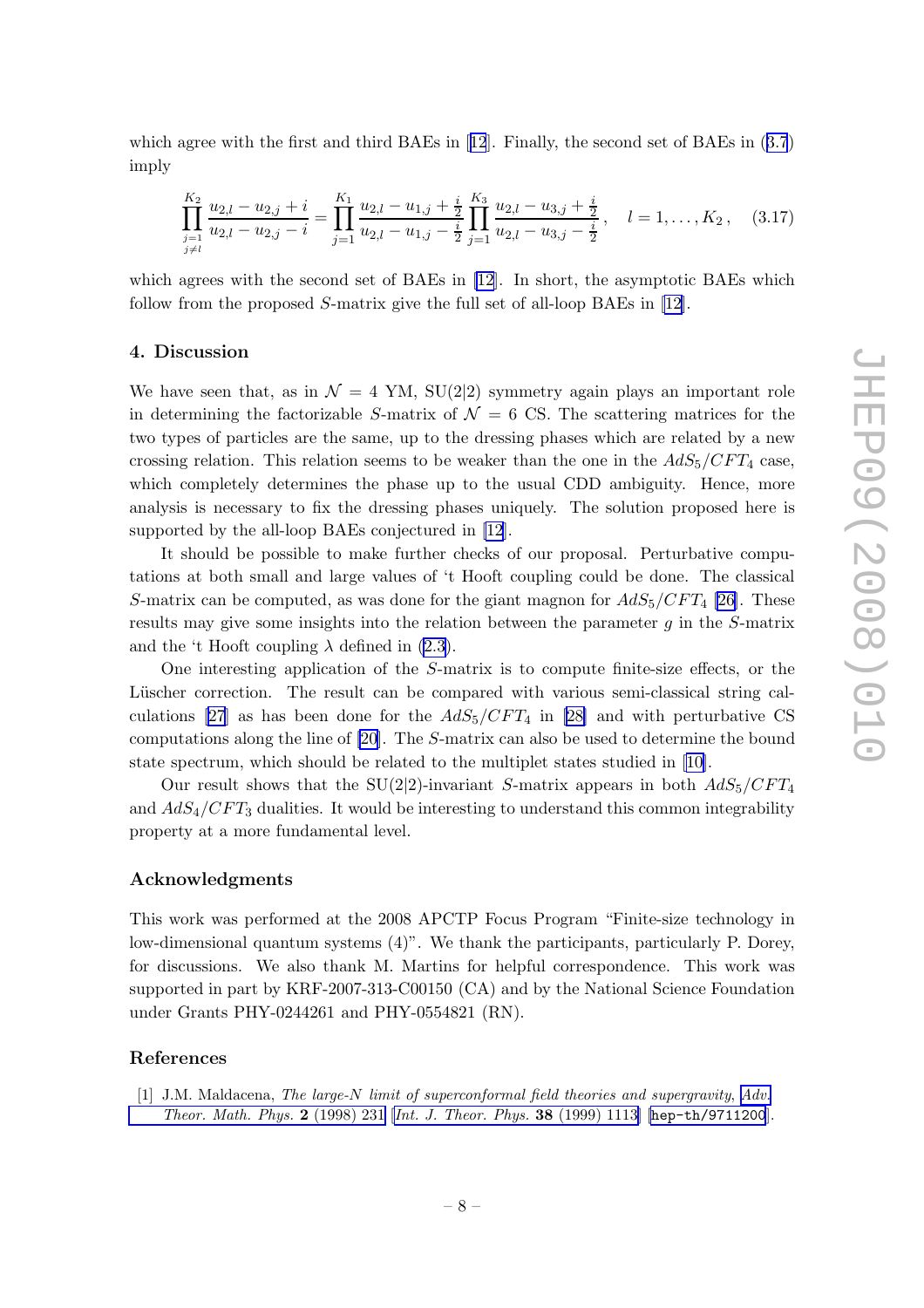which agree with the first and third BAEs in [12]. Finally, the second set of BAEs in (3.7) imply

$$\prod_{\substack{j=1\\ j\neq l}}^{K_2} \frac{u_{2,l}-u_{2,j}+i}{u_{2,l}-u_{2,j}-i} = \prod_{j=1}^{K_1} \frac{u_{2,l}-u_{1,j}+\frac{i}{2}}{u_{2,l}-u_{1,j}-\frac{i}{2}} \prod_{j=1}^{K_3} \frac{u_{2,l}-u_{3,j}+\frac{i}{2}}{u_{2,l}-u_{3,j}-\frac{i}{2}}\,, \quad l=1,\ldots,K_2\,, \tag{3.17}$$

which agrees with the second set of BAEs in [12]. In short, the asymptotic BAEs which follow from the proposed $S$-matrix give the full set of all-loop BAEs in [12].

## 4. Discussion

We have seen that, as in $\mathcal{N}=4$ YM, SU(2|2) symmetry again plays an important role in determining the factorizable $S$-matrix of $\mathcal{N}=6$ CS. The scattering matrices for the two types of particles are the same, up to the dressing phases which are related by a new crossing relation. This relation seems to be weaker than the one in the $AdS_5/CFT_4$ case, which completely determines the phase up to the usual CDD ambiguity. Hence, more analysis is necessary to fix the dressing phases uniquely. The solution proposed here is supported by the all-loop BAEs conjectured in [12].

It should be possible to make further checks of our proposal. Perturbative computations at both small and large values of 't Hooft coupling could be done. The classical $S$-matrix can be computed, as was done for the giant magnon for $AdS_5/CFT_4$ [26]. These results may give some insights into the relation between the parameter $g$ in the $S$-matrix and the 't Hooft coupling $\lambda$ defined in (2.3).

One interesting application of the $S$-matrix is to compute finite-size effects, or the Lüscher correction. The result can be compared with various semi-classical string calculations [27] as has been done for the $AdS_5/CFT_4$ in [28] and with perturbative CS computations along the line of [20]. The $S$-matrix can also be used to determine the bound state spectrum, which should be related to the multiplet states studied in [10].

Our result shows that the SU(2|2)-invariant $S$-matrix appears in both $AdS_5/CFT_4$ and $AdS_4/CFT_3$ dualities. It would be interesting to understand this common integrability property at a more fundamental level.

## Acknowledgments

This work was performed at the 2008 APCTP Focus Program "Finite-size technology in low-dimensional quantum systems (4)". We thank the participants, particularly P. Dorey, for discussions. We also thank M. Martins for helpful correspondence. This work was supported in part by KRF-2007-313-C00150 (CA) and by the National Science Foundation under Grants PHY-0244261 and PHY-0554821 (RN).

## References

[1] J.M. Maldacena, *The large-N limit of superconformal field theories and supergravity*, *Adv. Theor. Math. Phys.* **2** (1998) 231 [*Int. J. Theor. Phys.* **38** (1999) 1113] [hep-th/9711200].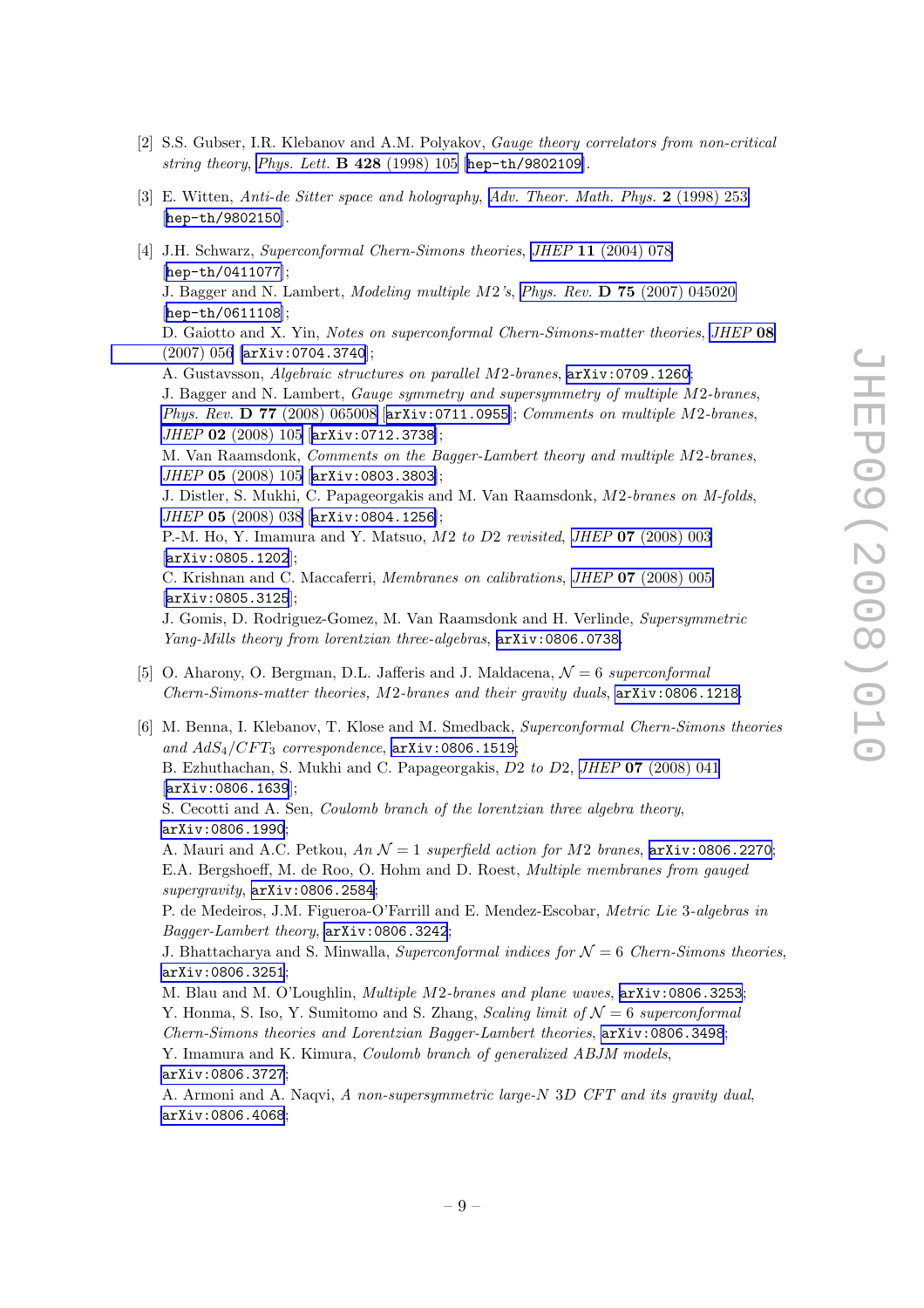[2] S.S. Gubser, I.R. Klebanov and A.M. Polyakov, *Gauge theory correlators from non-critical string theory*, *Phys. Lett.* **B 428** (1998) 105 [hep-th/9802109].

[3] E. Witten, *Anti-de Sitter space and holography*, *Adv. Theor. Math. Phys.* **2** (1998) 253 [hep-th/9802150].

[4] J.H. Schwarz, *Superconformal Chern-Simons theories*, *JHEP* **11** (2004) 078 [hep-th/0411077];
J. Bagger and N. Lambert, *Modeling multiple M2's*, *Phys. Rev.* **D 75** (2007) 045020 [hep-th/0611108];
D. Gaiotto and X. Yin, *Notes on superconformal Chern-Simons-matter theories*, *JHEP* **08** (2007) 056 [arXiv:0704.3740];
A. Gustavsson, *Algebraic structures on parallel M2-branes*, arXiv:0709.1260;
J. Bagger and N. Lambert, *Gauge symmetry and supersymmetry of multiple M2-branes*, *Phys. Rev.* **D 77** (2008) 065008 [arXiv:0711.0955]; *Comments on multiple M2-branes*, *JHEP* **02** (2008) 105 [arXiv:0712.3738];
M. Van Raamsdonk, *Comments on the Bagger-Lambert theory and multiple M2-branes*, *JHEP* **05** (2008) 105 [arXiv:0803.3803];
J. Distler, S. Mukhi, C. Papageorgakis and M. Van Raamsdonk, *M2-branes on M-folds*, *JHEP* **05** (2008) 038 [arXiv:0804.1256];
P.-M. Ho, Y. Imamura and Y. Matsuo, *M2 to D2 revisited*, *JHEP* **07** (2008) 003 [arXiv:0805.1202];
C. Krishnan and C. Maccaferri, *Membranes on calibrations*, *JHEP* **07** (2008) 005 [arXiv:0805.3125];
J. Gomis, D. Rodriguez-Gomez, M. Van Raamsdonk and H. Verlinde, *Supersymmetric Yang-Mills theory from lorentzian three-algebras*, arXiv:0806.0738.

[5] O. Aharony, O. Bergman, D.L. Jafferis and J. Maldacena, *$\mathcal{N}=6$ superconformal Chern-Simons-matter theories, M2-branes and their gravity duals*, arXiv:0806.1218.

[6] M. Benna, I. Klebanov, T. Klose and M. Smedback, *Superconformal Chern-Simons theories and $AdS_4/CFT_3$ correspondence*, arXiv:0806.1519;
B. Ezhuthachan, S. Mukhi and C. Papageorgakis, *D2 to D2*, *JHEP* **07** (2008) 041 [arXiv:0806.1639];
S. Cecotti and A. Sen, *Coulomb branch of the lorentzian three algebra theory*, arXiv:0806.1990;
A. Mauri and A.C. Petkou, *An $\mathcal{N}=1$ superfield action for M2 branes*, arXiv:0806.2270;
E.A. Bergshoeff, M. de Roo, O. Hohm and D. Roest, *Multiple membranes from gauged supergravity*, arXiv:0806.2584;
P. de Medeiros, J.M. Figueroa-O'Farrill and E. Mendez-Escobar, *Metric Lie 3-algebras in Bagger-Lambert theory*, arXiv:0806.3242;
J. Bhattacharya and S. Minwalla, *Superconformal indices for $\mathcal{N}=6$ Chern-Simons theories*, arXiv:0806.3251;
M. Blau and M. O'Loughlin, *Multiple M2-branes and plane waves*, arXiv:0806.3253;
Y. Honma, S. Iso, Y. Sumitomo and S. Zhang, *Scaling limit of $\mathcal{N}=6$ superconformal Chern-Simons theories and Lorentzian Bagger-Lambert theories*, arXiv:0806.3498;
Y. Imamura and K. Kimura, *Coulomb branch of generalized ABJM models*, arXiv:0806.3727;
A. Armoni and A. Naqvi, *A non-supersymmetric large-N 3D CFT and its gravity dual*, arXiv:0806.4068;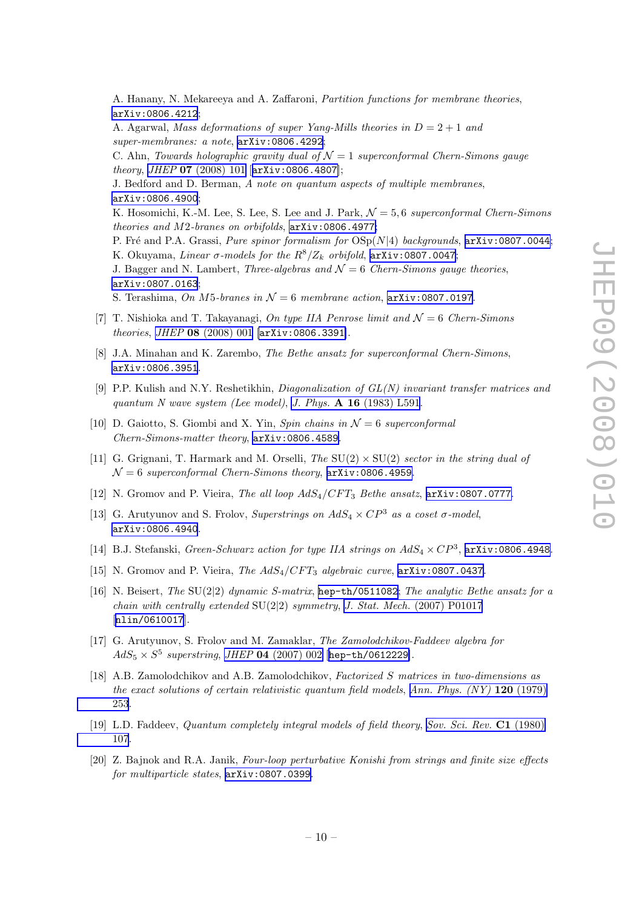A. Hanany, N. Mekareeya and A. Zaffaroni, *Partition functions for membrane theories*, arXiv:0806.4212;
A. Agarwal, *Mass deformations of super Yang-Mills theories in $D = 2 + 1$ and super-membranes: a note*, arXiv:0806.4292;
C. Ahn, *Towards holographic gravity dual of $\mathcal{N} = 1$ superconformal Chern-Simons gauge theory*, *JHEP* **07** (2008) 101 [arXiv:0806.4807];
J. Bedford and D. Berman, *A note on quantum aspects of multiple membranes*, arXiv:0806.4900;
K. Hosomichi, K.-M. Lee, S. Lee, S. Lee and J. Park, *$\mathcal{N} = 5, 6$ superconformal Chern-Simons theories and M2-branes on orbifolds*, arXiv:0806.4977;
P. Fré and P.A. Grassi, *Pure spinor formalism for* OSp($N$|4) *backgrounds*, arXiv:0807.0044;
K. Okuyama, *Linear $\sigma$-models for the $R^8/Z_k$ orbifold*, arXiv:0807.0047;
J. Bagger and N. Lambert, *Three-algebras and $\mathcal{N} = 6$ Chern-Simons gauge theories*, arXiv:0807.0163;
S. Terashima, *On M5-branes in $\mathcal{N} = 6$ membrane action*, arXiv:0807.0197.

[7] T. Nishioka and T. Takayanagi, *On type IIA Penrose limit and $\mathcal{N} = 6$ Chern-Simons theories*, *JHEP* **08** (2008) 001 [arXiv:0806.3391].

[8] J.A. Minahan and K. Zarembo, *The Bethe ansatz for superconformal Chern-Simons*, arXiv:0806.3951.

[9] P.P. Kulish and N.Y. Reshetikhin, *Diagonalization of GL(N) invariant transfer matrices and quantum N wave system (Lee model)*, *J. Phys.* **A 16** (1983) L591.

[10] D. Gaiotto, S. Giombi and X. Yin, *Spin chains in $\mathcal{N} = 6$ superconformal Chern-Simons-matter theory*, arXiv:0806.4589.

[11] G. Grignani, T. Harmark and M. Orselli, *The* SU(2) × SU(2) *sector in the string dual of $\mathcal{N} = 6$ superconformal Chern-Simons theory*, arXiv:0806.4959.

[12] N. Gromov and P. Vieira, *The all loop $AdS_4/CFT_3$ Bethe ansatz*, arXiv:0807.0777.

[13] G. Arutyunov and S. Frolov, *Superstrings on $AdS_4 \times CP^3$ as a coset $\sigma$-model*, arXiv:0806.4940.

[14] B.J. Stefanski, *Green-Schwarz action for type IIA strings on $AdS_4 \times CP^3$*, arXiv:0806.4948.

[15] N. Gromov and P. Vieira, *The $AdS_4/CFT_3$ algebraic curve*, arXiv:0807.0437.

[16] N. Beisert, *The* SU(2|2) *dynamic S-matrix*, hep-th/0511082; *The analytic Bethe ansatz for a chain with centrally extended* SU(2|2) *symmetry*, *J. Stat. Mech.* (2007) P01017 [nlin/0610017].

[17] G. Arutyunov, S. Frolov and M. Zamaklar, *The Zamolodchikov-Faddeev algebra for $AdS_5 \times S^5$ superstring*, *JHEP* **04** (2007) 002 [hep-th/0612229].

[18] A.B. Zamolodchikov and A.B. Zamolodchikov, *Factorized S matrices in two-dimensions as the exact solutions of certain relativistic quantum field models*, *Ann. Phys. (NY)* **120** (1979) 253.

[19] L.D. Faddeev, *Quantum completely integral models of field theory*, *Sov. Sci. Rev.* **C1** (1980) 107.

[20] Z. Bajnok and R.A. Janik, *Four-loop perturbative Konishi from strings and finite size effects for multiparticle states*, arXiv:0807.0399.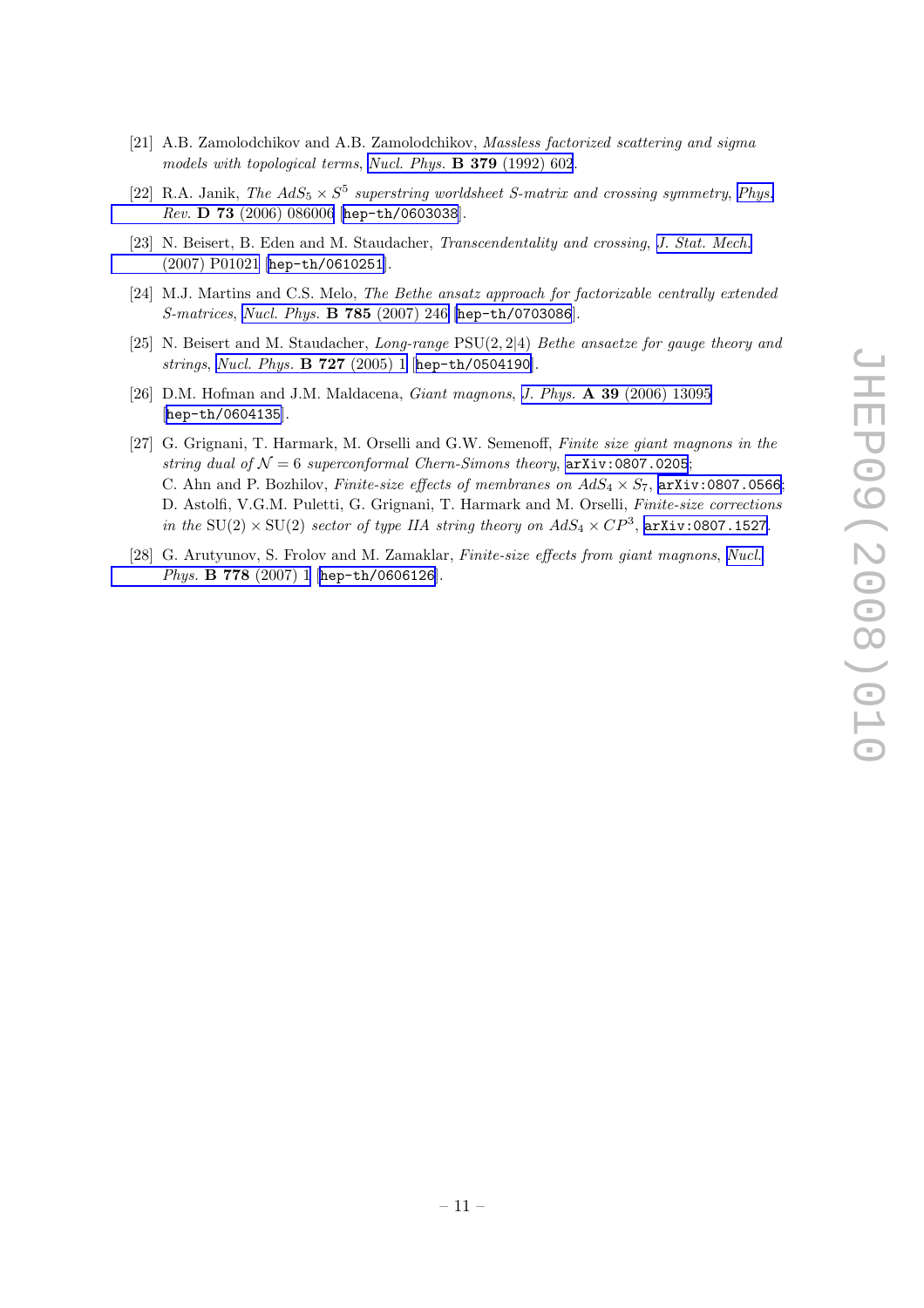[21] A.B. Zamolodchikov and A.B. Zamolodchikov, *Massless factorized scattering and sigma models with topological terms*, *Nucl. Phys.* **B 379** (1992) 602.

[22] R.A. Janik, *The $AdS_5 \times S^5$ superstring worldsheet S-matrix and crossing symmetry*, *Phys. Rev.* **D 73** (2006) 086006 [hep-th/0603038].

[23] N. Beisert, B. Eden and M. Staudacher, *Transcendentality and crossing*, *J. Stat. Mech.* (2007) P01021 [hep-th/0610251].

[24] M.J. Martins and C.S. Melo, *The Bethe ansatz approach for factorizable centrally extended S-matrices*, *Nucl. Phys.* **B 785** (2007) 246 [hep-th/0703086].

[25] N. Beisert and M. Staudacher, *Long-range* $\mathrm{PSU}(2,2|4)$ *Bethe ansaetze for gauge theory and strings*, *Nucl. Phys.* **B 727** (2005) 1 [hep-th/0504190].

[26] D.M. Hofman and J.M. Maldacena, *Giant magnons*, *J. Phys.* **A 39** (2006) 13095 [hep-th/0604135].

[27] G. Grignani, T. Harmark, M. Orselli and G.W. Semenoff, *Finite size giant magnons in the string dual of $\mathcal{N} = 6$ superconformal Chern-Simons theory*, arXiv:0807.0205;
C. Ahn and P. Bozhilov, *Finite-size effects of membranes on $AdS_4 \times S_7$*, arXiv:0807.0566;
D. Astolfi, V.G.M. Puletti, G. Grignani, T. Harmark and M. Orselli, *Finite-size corrections in the* $\mathrm{SU}(2) \times \mathrm{SU}(2)$ *sector of type IIA string theory on $AdS_4 \times CP^3$*, arXiv:0807.1527.

[28] G. Arutyunov, S. Frolov and M. Zamaklar, *Finite-size effects from giant magnons*, *Nucl. Phys.* **B 778** (2007) 1 [hep-th/0606126].